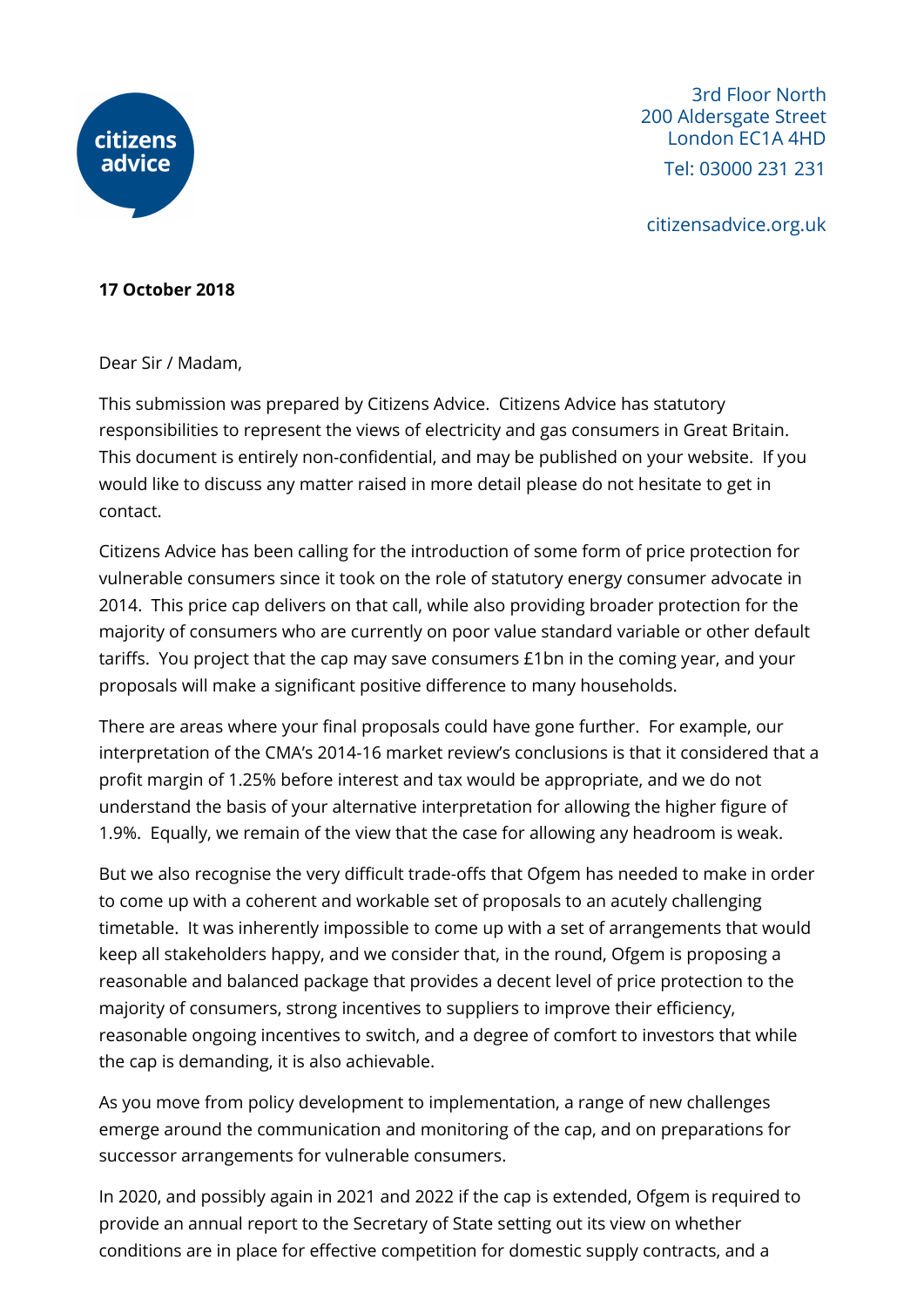3rd Floor North
200 Aldersgate Street
London EC1A 4HD
Tel: 03000 231 231

citizensadvice.org.uk

**17 October 2018**

Dear Sir / Madam,

This submission was prepared by Citizens Advice. Citizens Advice has statutory responsibilities to represent the views of electricity and gas consumers in Great Britain. This document is entirely non-confidential, and may be published on your website. If you would like to discuss any matter raised in more detail please do not hesitate to get in contact.

Citizens Advice has been calling for the introduction of some form of price protection for vulnerable consumers since it took on the role of statutory energy consumer advocate in 2014. This price cap delivers on that call, while also providing broader protection for the majority of consumers who are currently on poor value standard variable or other default tariffs. You project that the cap may save consumers £1bn in the coming year, and your proposals will make a significant positive difference to many households.

There are areas where your final proposals could have gone further. For example, our interpretation of the CMA's 2014-16 market review's conclusions is that it considered that a profit margin of 1.25% before interest and tax would be appropriate, and we do not understand the basis of your alternative interpretation for allowing the higher figure of 1.9%. Equally, we remain of the view that the case for allowing any headroom is weak.

But we also recognise the very difficult trade-offs that Ofgem has needed to make in order to come up with a coherent and workable set of proposals to an acutely challenging timetable. It was inherently impossible to come up with a set of arrangements that would keep all stakeholders happy, and we consider that, in the round, Ofgem is proposing a reasonable and balanced package that provides a decent level of price protection to the majority of consumers, strong incentives to suppliers to improve their efficiency, reasonable ongoing incentives to switch, and a degree of comfort to investors that while the cap is demanding, it is also achievable.

As you move from policy development to implementation, a range of new challenges emerge around the communication and monitoring of the cap, and on preparations for successor arrangements for vulnerable consumers.

In 2020, and possibly again in 2021 and 2022 if the cap is extended, Ofgem is required to provide an annual report to the Secretary of State setting out its view on whether conditions are in place for effective competition for domestic supply contracts, and a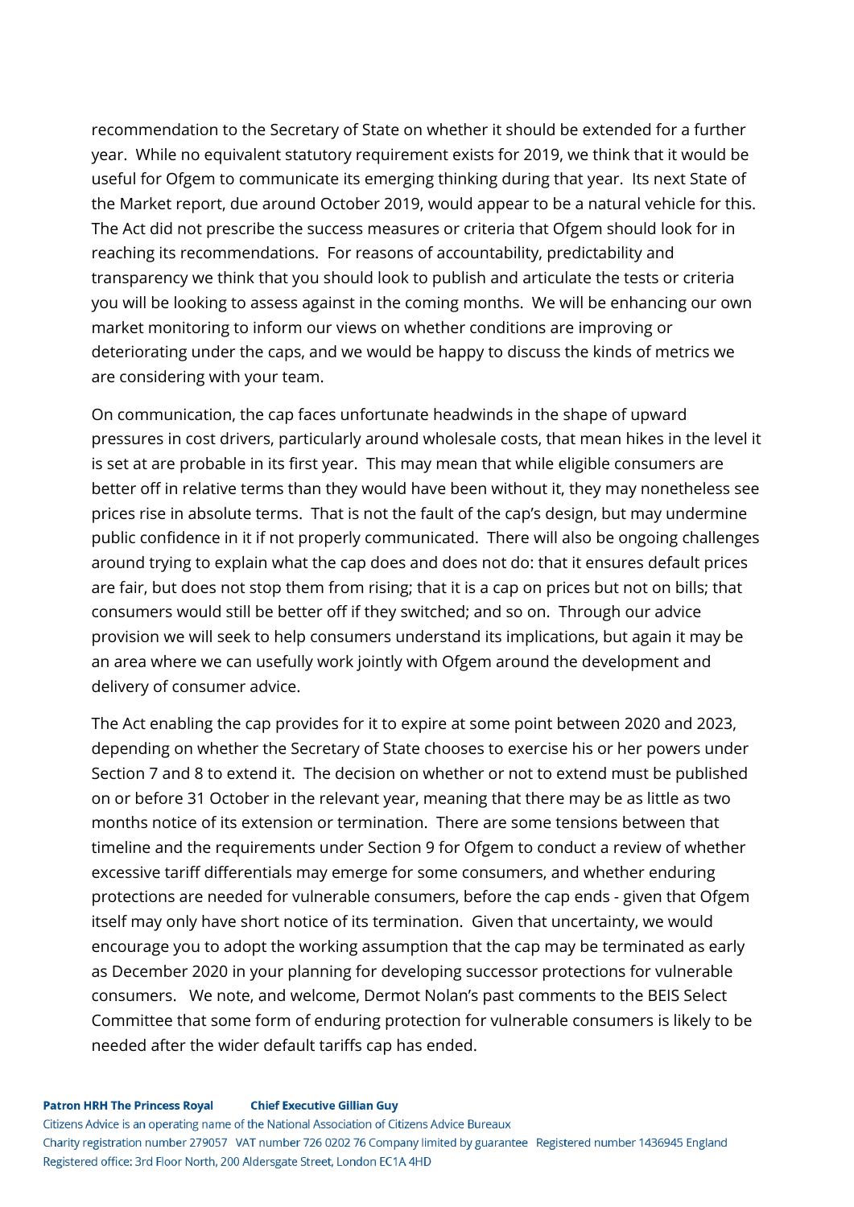recommendation to the Secretary of State on whether it should be extended for a further year. While no equivalent statutory requirement exists for 2019, we think that it would be useful for Ofgem to communicate its emerging thinking during that year. Its next State of the Market report, due around October 2019, would appear to be a natural vehicle for this. The Act did not prescribe the success measures or criteria that Ofgem should look for in reaching its recommendations. For reasons of accountability, predictability and transparency we think that you should look to publish and articulate the tests or criteria you will be looking to assess against in the coming months. We will be enhancing our own market monitoring to inform our views on whether conditions are improving or deteriorating under the caps, and we would be happy to discuss the kinds of metrics we are considering with your team.

On communication, the cap faces unfortunate headwinds in the shape of upward pressures in cost drivers, particularly around wholesale costs, that mean hikes in the level it is set at are probable in its first year. This may mean that while eligible consumers are better off in relative terms than they would have been without it, they may nonetheless see prices rise in absolute terms. That is not the fault of the cap's design, but may undermine public confidence in it if not properly communicated. There will also be ongoing challenges around trying to explain what the cap does and does not do: that it ensures default prices are fair, but does not stop them from rising; that it is a cap on prices but not on bills; that consumers would still be better off if they switched; and so on. Through our advice provision we will seek to help consumers understand its implications, but again it may be an area where we can usefully work jointly with Ofgem around the development and delivery of consumer advice.

The Act enabling the cap provides for it to expire at some point between 2020 and 2023, depending on whether the Secretary of State chooses to exercise his or her powers under Section 7 and 8 to extend it. The decision on whether or not to extend must be published on or before 31 October in the relevant year, meaning that there may be as little as two months notice of its extension or termination. There are some tensions between that timeline and the requirements under Section 9 for Ofgem to conduct a review of whether excessive tariff differentials may emerge for some consumers, and whether enduring protections are needed for vulnerable consumers, before the cap ends - given that Ofgem itself may only have short notice of its termination. Given that uncertainty, we would encourage you to adopt the working assumption that the cap may be terminated as early as December 2020 in your planning for developing successor protections for vulnerable consumers. We note, and welcome, Dermot Nolan's past comments to the BEIS Select Committee that some form of enduring protection for vulnerable consumers is likely to be needed after the wider default tariffs cap has ended.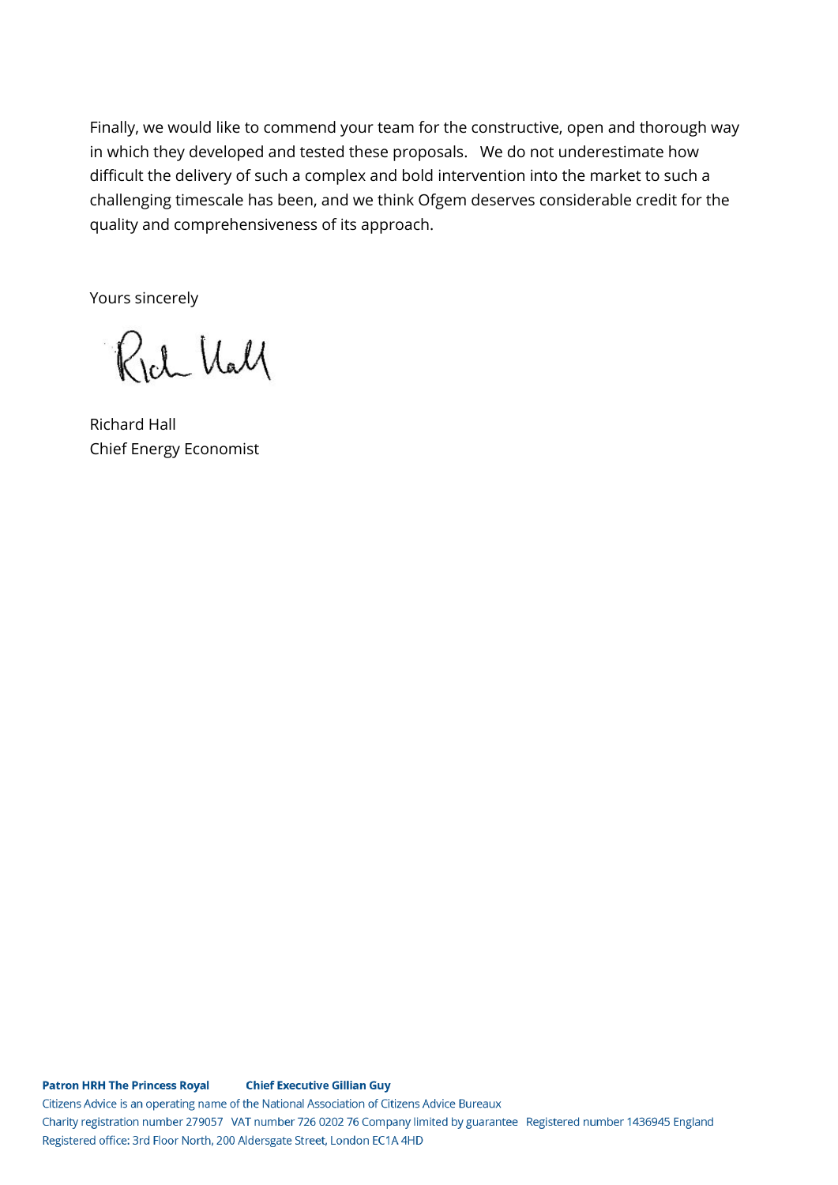Finally, we would like to commend your team for the constructive, open and thorough way in which they developed and tested these proposals.   We do not underestimate how difficult the delivery of such a complex and bold intervention into the market to such a challenging timescale has been, and we think Ofgem deserves considerable credit for the quality and comprehensiveness of its approach.

Yours sincerely

Richard Hall
Chief Energy Economist

**Patron HRH The Princess Royal** **Chief Executive Gillian Guy**
Citizens Advice is an operating name of the National Association of Citizens Advice Bureaux
Charity registration number 279057 VAT number 726 0202 76 Company limited by guarantee Registered number 1436945 England
Registered office: 3rd Floor North, 200 Aldersgate Street, London EC1A 4HD